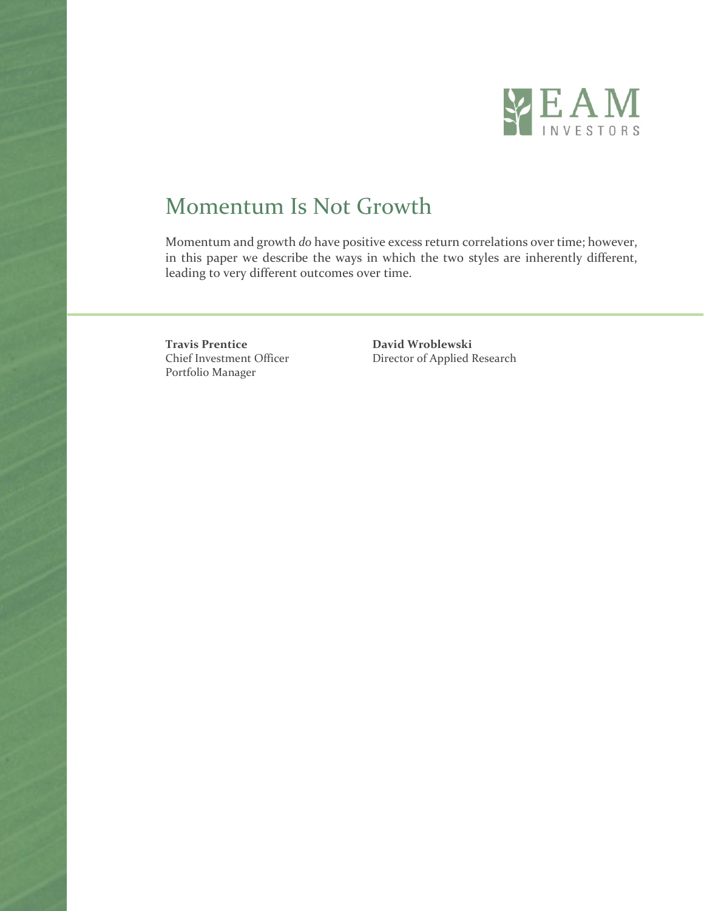# Momentum Is Not Growth

Momentum and growth *do* have positive excess return correlations over time; however, in this paper we describe the ways in which the two styles are inherently different, leading to very different outcomes over time.

**Travis Prentice**
Chief Investment Officer
Portfolio Manager

**David Wroblewski**
Director of Applied Research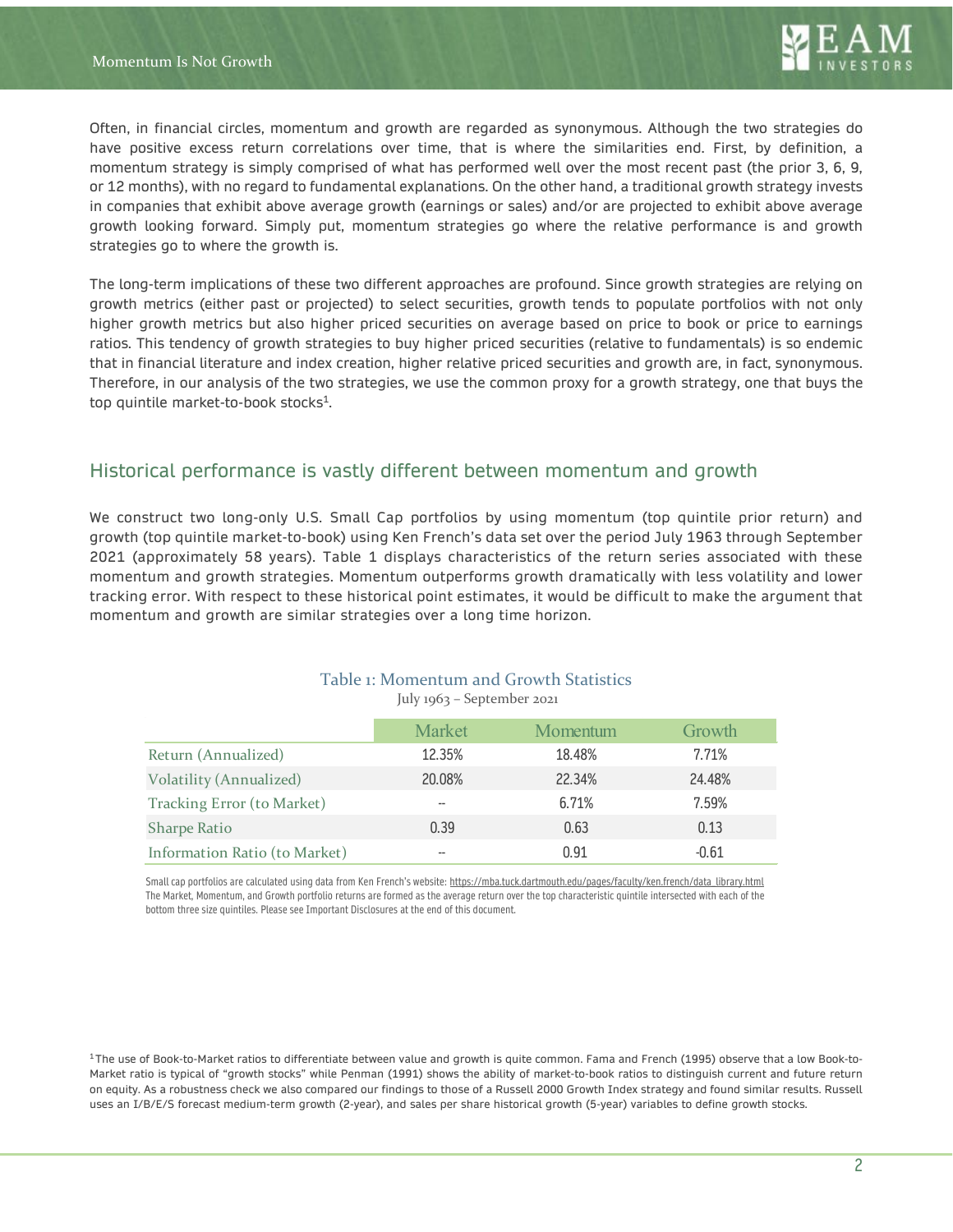Often, in financial circles, momentum and growth are regarded as synonymous. Although the two strategies do have positive excess return correlations over time, that is where the similarities end. First, by definition, a momentum strategy is simply comprised of what has performed well over the most recent past (the prior 3, 6, 9, or 12 months), with no regard to fundamental explanations. On the other hand, a traditional growth strategy invests in companies that exhibit above average growth (earnings or sales) and/or are projected to exhibit above average growth looking forward. Simply put, momentum strategies go where the relative performance is and growth strategies go to where the growth is.

The long-term implications of these two different approaches are profound. Since growth strategies are relying on growth metrics (either past or projected) to select securities, growth tends to populate portfolios with not only higher growth metrics but also higher priced securities on average based on price to book or price to earnings ratios. This tendency of growth strategies to buy higher priced securities (relative to fundamentals) is so endemic that in financial literature and index creation, higher relative priced securities and growth are, in fact, synonymous. Therefore, in our analysis of the two strategies, we use the common proxy for a growth strategy, one that buys the top quintile market-to-book stocks[1].

## Historical performance is vastly different between momentum and growth

We construct two long-only U.S. Small Cap portfolios by using momentum (top quintile prior return) and growth (top quintile market-to-book) using Ken French's data set over the period July 1963 through September 2021 (approximately 58 years). Table 1 displays characteristics of the return series associated with these momentum and growth strategies. Momentum outperforms growth dramatically with less volatility and lower tracking error. With respect to these historical point estimates, it would be difficult to make the argument that momentum and growth are similar strategies over a long time horizon.

Table 1: Momentum and Growth Statistics

July 1963 – September 2021

| | Market | Momentum | Growth |
|---|---|---|---|
| Return (Annualized) | 12.35% | 18.48% | 7.71% |
| Volatility (Annualized) | 20.08% | 22.34% | 24.48% |
| Tracking Error (to Market) | -- | 6.71% | 7.59% |
| Sharpe Ratio | 0.39 | 0.63 | 0.13 |
| Information Ratio (to Market) | -- | 0.91 | -0.61 |

Small cap portfolios are calculated using data from Ken French's website: https://mba.tuck.dartmouth.edu/pages/faculty/ken.french/data_library.html
The Market, Momentum, and Growth portfolio returns are formed as the average return over the top characteristic quintile intersected with each of the bottom three size quintiles. Please see Important Disclosures at the end of this document.

[1] The use of Book-to-Market ratios to differentiate between value and growth is quite common. Fama and French (1995) observe that a low Book-to-Market ratio is typical of "growth stocks" while Penman (1991) shows the ability of market-to-book ratios to distinguish current and future return on equity. As a robustness check we also compared our findings to those of a Russell 2000 Growth Index strategy and found similar results. Russell uses an I/B/E/S forecast medium-term growth (2-year), and sales per share historical growth (5-year) variables to define growth stocks.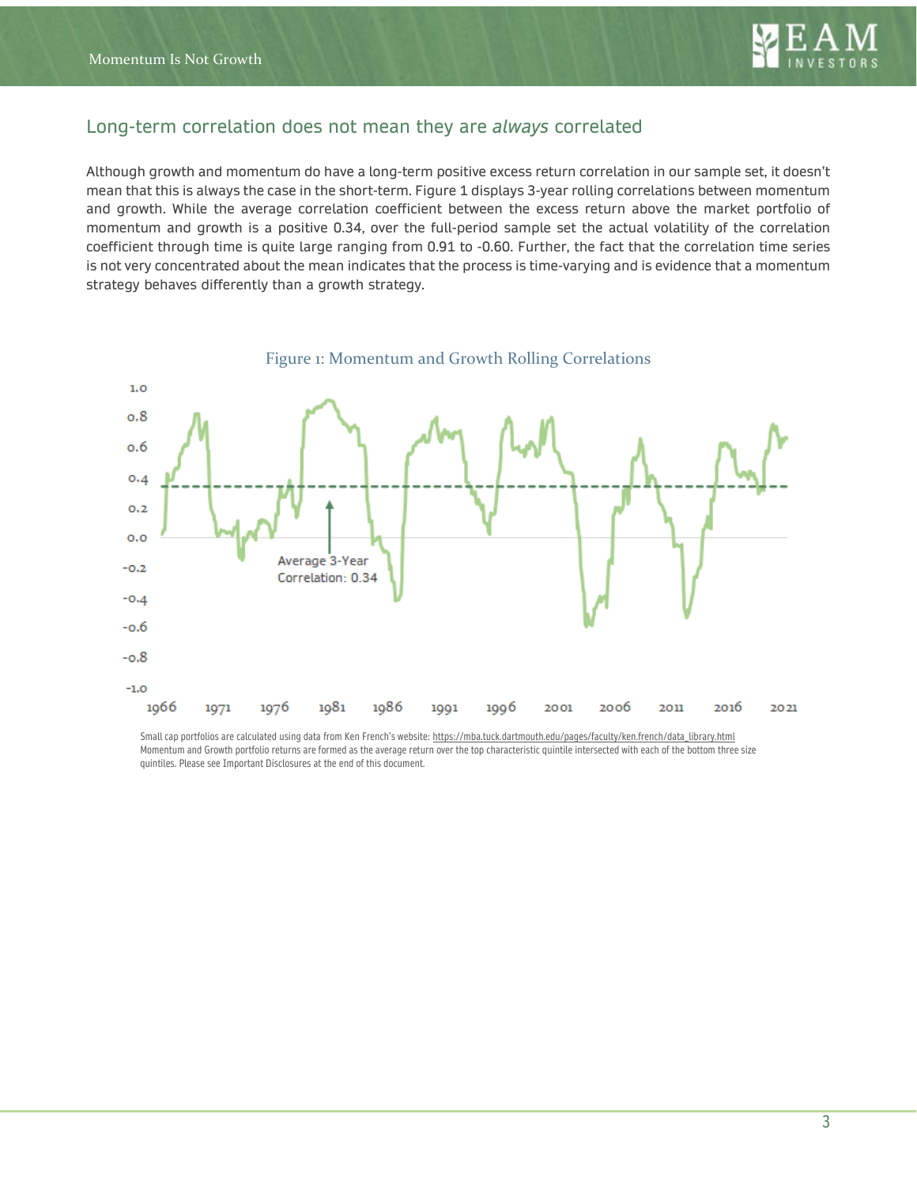## Long-term correlation does not mean they are *always* correlated

Although growth and momentum do have a long-term positive excess return correlation in our sample set, it doesn't mean that this is always the case in the short-term. Figure 1 displays 3-year rolling correlations between momentum and growth. While the average correlation coefficient between the excess return above the market portfolio of momentum and growth is a positive 0.34, over the full-period sample set the actual volatility of the correlation coefficient through time is quite large ranging from 0.91 to -0.60. Further, the fact that the correlation time series is not very concentrated about the mean indicates that the process is time-varying and is evidence that a momentum strategy behaves differently than a growth strategy.

Figure 1: Momentum and Growth Rolling Correlations

Small cap portfolios are calculated using data from Ken French's website: https://mba.tuck.dartmouth.edu/pages/faculty/ken.french/data_library.html
Momentum and Growth portfolio returns are formed as the average return over the top characteristic quintile intersected with each of the bottom three size quintiles. Please see Important Disclosures at the end of this document.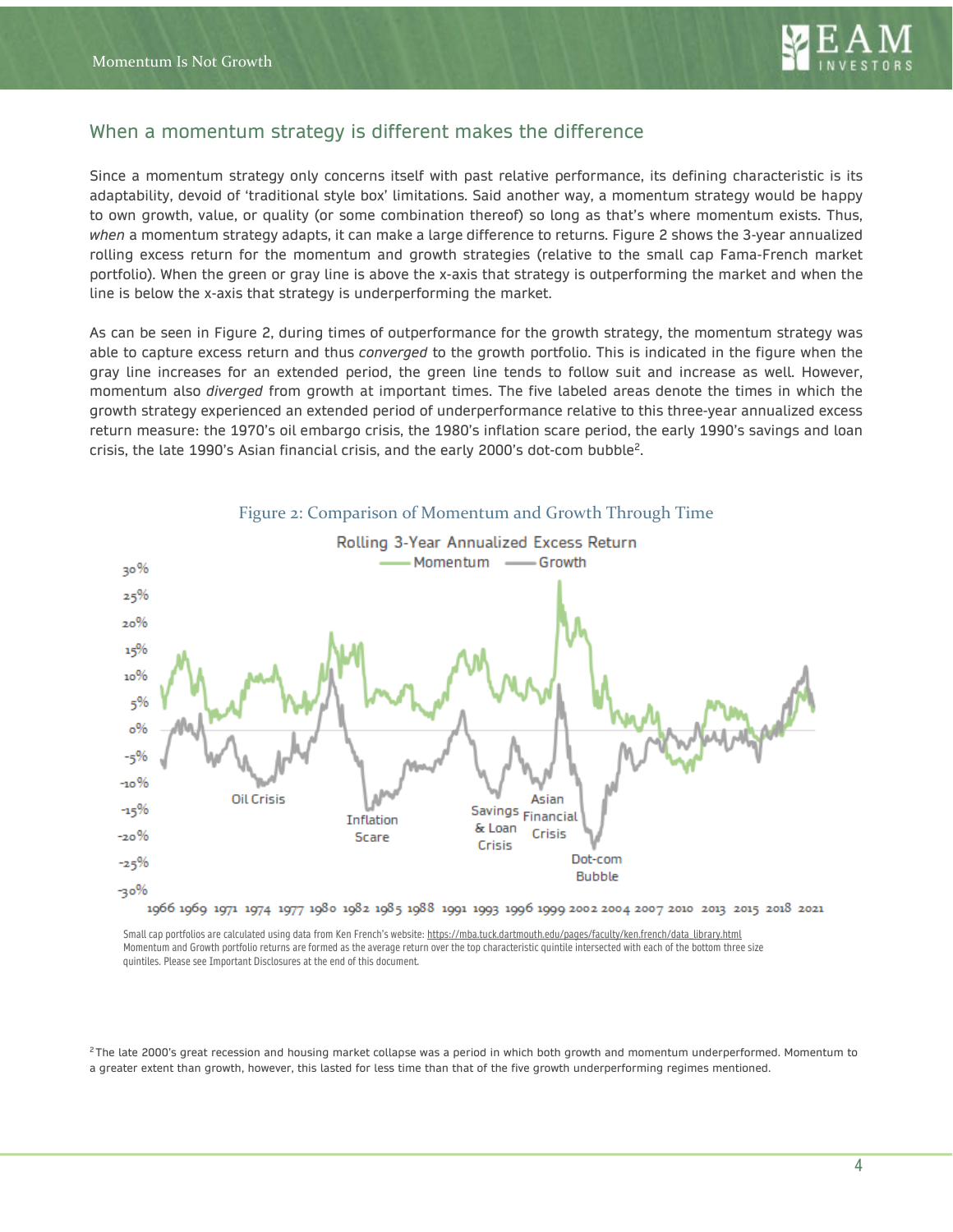## When a momentum strategy is different makes the difference

Since a momentum strategy only concerns itself with past relative performance, its defining characteristic is its adaptability, devoid of 'traditional style box' limitations. Said another way, a momentum strategy would be happy to own growth, value, or quality (or some combination thereof) so long as that's where momentum exists. Thus, *when* a momentum strategy adapts, it can make a large difference to returns. Figure 2 shows the 3-year annualized rolling excess return for the momentum and growth strategies (relative to the small cap Fama-French market portfolio). When the green or gray line is above the x-axis that strategy is outperforming the market and when the line is below the x-axis that strategy is underperforming the market.

As can be seen in Figure 2, during times of outperformance for the growth strategy, the momentum strategy was able to capture excess return and thus *converged* to the growth portfolio. This is indicated in the figure when the gray line increases for an extended period, the green line tends to follow suit and increase as well. However, momentum also *diverged* from growth at important times. The five labeled areas denote the times in which the growth strategy experienced an extended period of underperformance relative to this three-year annualized excess return measure: the 1970's oil embargo crisis, the 1980's inflation scare period, the early 1990's savings and loan crisis, the late 1990's Asian financial crisis, and the early 2000's dot-com bubble[2].

Figure 2: Comparison of Momentum and Growth Through Time

Small cap portfolios are calculated using data from Ken French's website: https://mba.tuck.dartmouth.edu/pages/faculty/ken.french/data_library.html
Momentum and Growth portfolio returns are formed as the average return over the top characteristic quintile intersected with each of the bottom three size quintiles. Please see Important Disclosures at the end of this document.

[2] The late 2000's great recession and housing market collapse was a period in which both growth and momentum underperformed. Momentum to a greater extent than growth, however, this lasted for less time than that of the five growth underperforming regimes mentioned.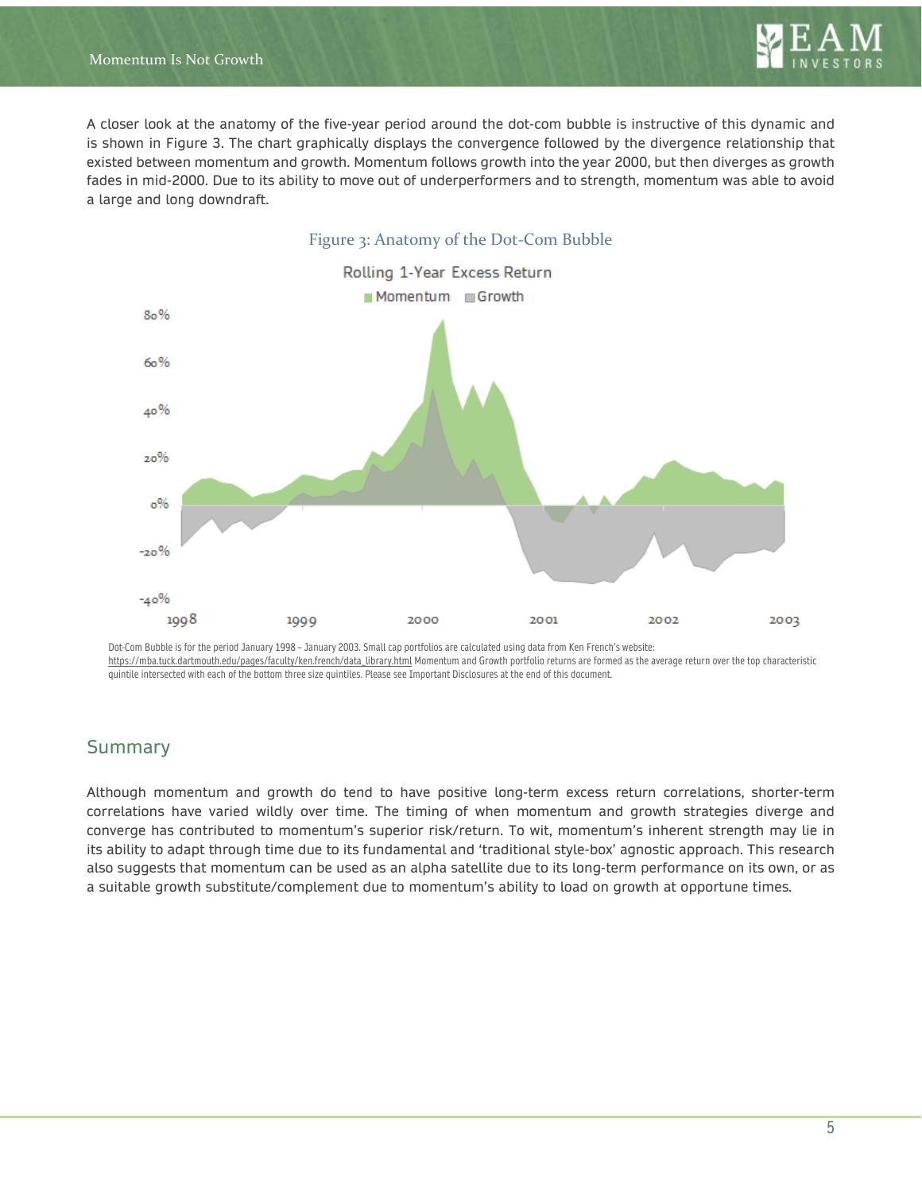A closer look at the anatomy of the five-year period around the dot-com bubble is instructive of this dynamic and is shown in Figure 3. The chart graphically displays the convergence followed by the divergence relationship that existed between momentum and growth. Momentum follows growth into the year 2000, but then diverges as growth fades in mid-2000. Due to its ability to move out of underperformers and to strength, momentum was able to avoid a large and long downdraft.

Figure 3: Anatomy of the Dot-Com Bubble

Dot-Com Bubble is for the period January 1998 – January 2003. Small cap portfolios are calculated using data from Ken French's website: https://mba.tuck.dartmouth.edu/pages/faculty/ken.french/data_library.html Momentum and Growth portfolio returns are formed as the average return over the top characteristic quintile intersected with each of the bottom three size quintiles. Please see Important Disclosures at the end of this document.

## Summary

Although momentum and growth do tend to have positive long-term excess return correlations, shorter-term correlations have varied wildly over time. The timing of when momentum and growth strategies diverge and converge has contributed to momentum's superior risk/return. To wit, momentum's inherent strength may lie in its ability to adapt through time due to its fundamental and 'traditional style-box' agnostic approach. This research also suggests that momentum can be used as an alpha satellite due to its long-term performance on its own, or as a suitable growth substitute/complement due to momentum's ability to load on growth at opportune times.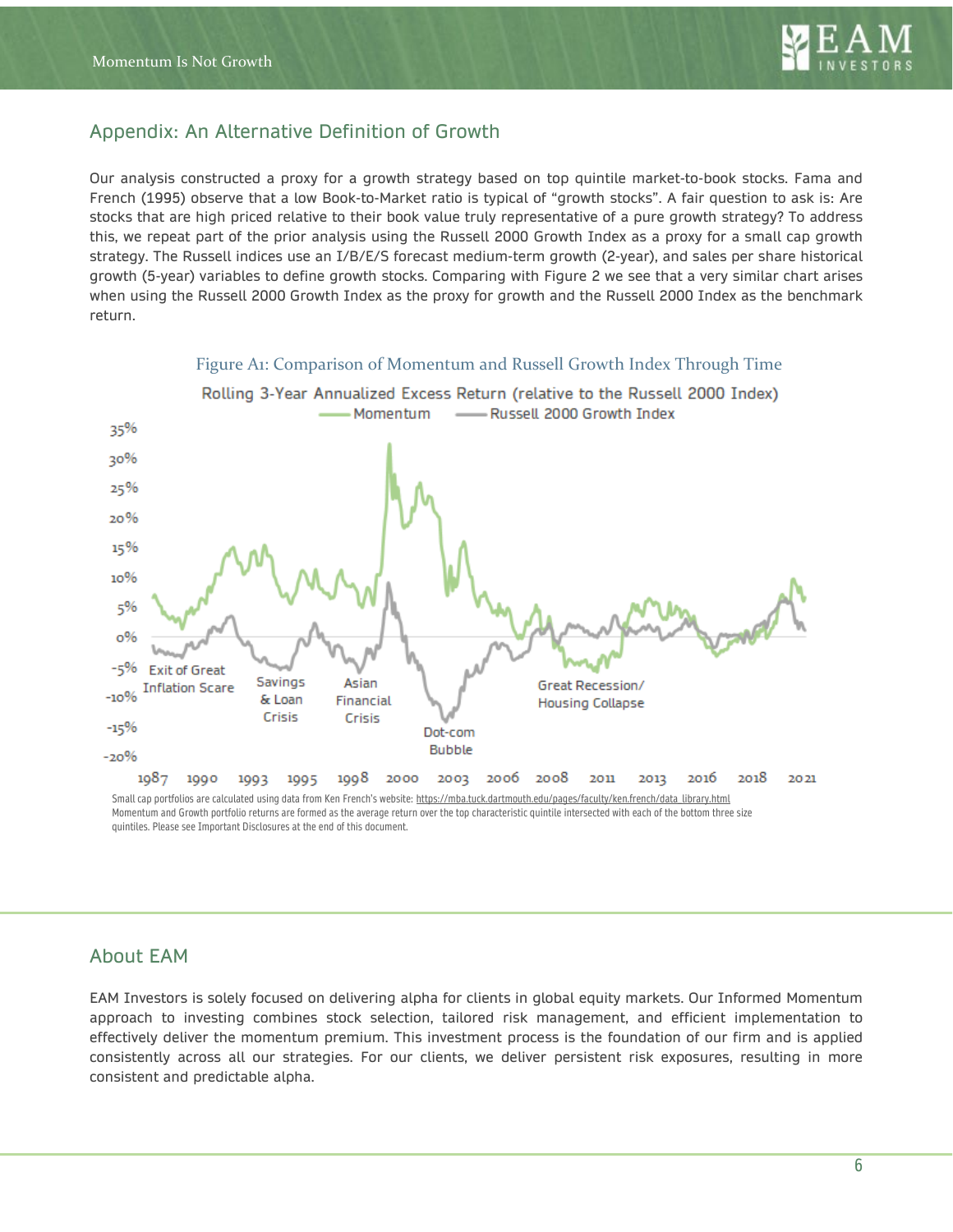## Appendix: An Alternative Definition of Growth

Our analysis constructed a proxy for a growth strategy based on top quintile market-to-book stocks. Fama and French (1995) observe that a low Book-to-Market ratio is typical of "growth stocks". A fair question to ask is: Are stocks that are high priced relative to their book value truly representative of a pure growth strategy? To address this, we repeat part of the prior analysis using the Russell 2000 Growth Index as a proxy for a small cap growth strategy. The Russell indices use an I/B/E/S forecast medium-term growth (2-year), and sales per share historical growth (5-year) variables to define growth stocks. Comparing with Figure 2 we see that a very similar chart arises when using the Russell 2000 Growth Index as the proxy for growth and the Russell 2000 Index as the benchmark return.

Figure A1: Comparison of Momentum and Russell Growth Index Through Time

Small cap portfolios are calculated using data from Ken French's website: https://mba.tuck.dartmouth.edu/pages/faculty/ken.french/data_library.html
Momentum and Growth portfolio returns are formed as the average return over the top characteristic quintile intersected with each of the bottom three size quintiles. Please see Important Disclosures at the end of this document.

## About EAM

EAM Investors is solely focused on delivering alpha for clients in global equity markets. Our Informed Momentum approach to investing combines stock selection, tailored risk management, and efficient implementation to effectively deliver the momentum premium. This investment process is the foundation of our firm and is applied consistently across all our strategies. For our clients, we deliver persistent risk exposures, resulting in more consistent and predictable alpha.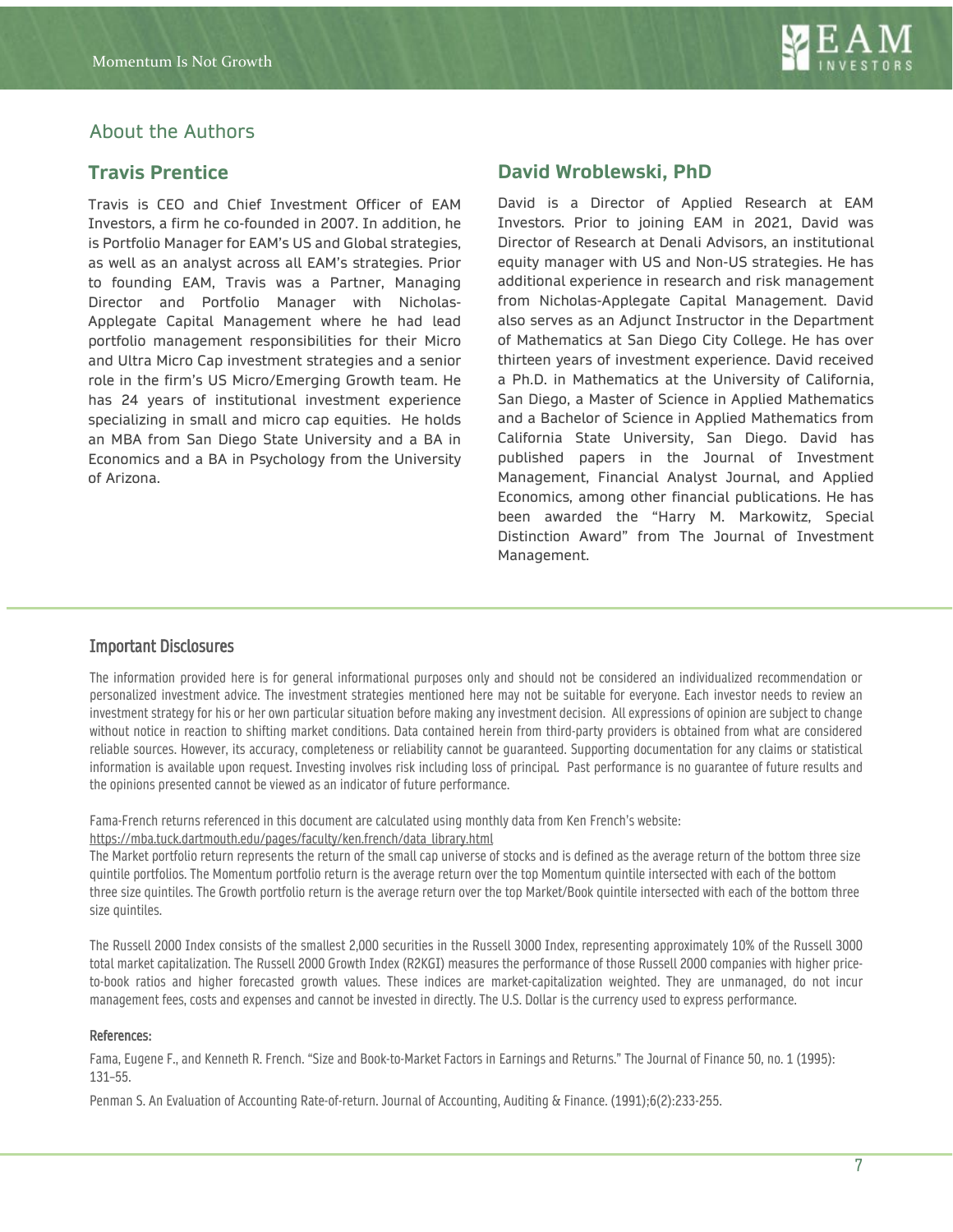## About the Authors

### Travis Prentice

Travis is CEO and Chief Investment Officer of EAM Investors, a firm he co-founded in 2007. In addition, he is Portfolio Manager for EAM's US and Global strategies, as well as an analyst across all EAM's strategies. Prior to founding EAM, Travis was a Partner, Managing Director and Portfolio Manager with Nicholas-Applegate Capital Management where he had lead portfolio management responsibilities for their Micro and Ultra Micro Cap investment strategies and a senior role in the firm's US Micro/Emerging Growth team. He has 24 years of institutional investment experience specializing in small and micro cap equities. He holds an MBA from San Diego State University and a BA in Economics and a BA in Psychology from the University of Arizona.

### David Wroblewski, PhD

David is a Director of Applied Research at EAM Investors. Prior to joining EAM in 2021, David was Director of Research at Denali Advisors, an institutional equity manager with US and Non-US strategies. He has additional experience in research and risk management from Nicholas-Applegate Capital Management. David also serves as an Adjunct Instructor in the Department of Mathematics at San Diego City College. He has over thirteen years of investment experience. David received a Ph.D. in Mathematics at the University of California, San Diego, a Master of Science in Applied Mathematics and a Bachelor of Science in Applied Mathematics from California State University, San Diego. David has published papers in the Journal of Investment Management, Financial Analyst Journal, and Applied Economics, among other financial publications. He has been awarded the "Harry M. Markowitz, Special Distinction Award" from The Journal of Investment Management.

## Important Disclosures

The information provided here is for general informational purposes only and should not be considered an individualized recommendation or personalized investment advice. The investment strategies mentioned here may not be suitable for everyone. Each investor needs to review an investment strategy for his or her own particular situation before making any investment decision. All expressions of opinion are subject to change without notice in reaction to shifting market conditions. Data contained herein from third-party providers is obtained from what are considered reliable sources. However, its accuracy, completeness or reliability cannot be guaranteed. Supporting documentation for any claims or statistical information is available upon request. Investing involves risk including loss of principal. Past performance is no guarantee of future results and the opinions presented cannot be viewed as an indicator of future performance.

Fama-French returns referenced in this document are calculated using monthly data from Ken French's website:
https://mba.tuck.dartmouth.edu/pages/faculty/ken.french/data_library.html
The Market portfolio return represents the return of the small cap universe of stocks and is defined as the average return of the bottom three size quintile portfolios. The Momentum portfolio return is the average return over the top Momentum quintile intersected with each of the bottom three size quintiles. The Growth portfolio return is the average return over the top Market/Book quintile intersected with each of the bottom three size quintiles.

The Russell 2000 Index consists of the smallest 2,000 securities in the Russell 3000 Index, representing approximately 10% of the Russell 3000 total market capitalization. The Russell 2000 Growth Index (R2KGI) measures the performance of those Russell 2000 companies with higher price-to-book ratios and higher forecasted growth values. These indices are market-capitalization weighted. They are unmanaged, do not incur management fees, costs and expenses and cannot be invested in directly. The U.S. Dollar is the currency used to express performance.

### References:

Fama, Eugene F., and Kenneth R. French. "Size and Book-to-Market Factors in Earnings and Returns." The Journal of Finance 50, no. 1 (1995): 131–55.

Penman S. An Evaluation of Accounting Rate-of-return. Journal of Accounting, Auditing & Finance. (1991);6(2):233-255.